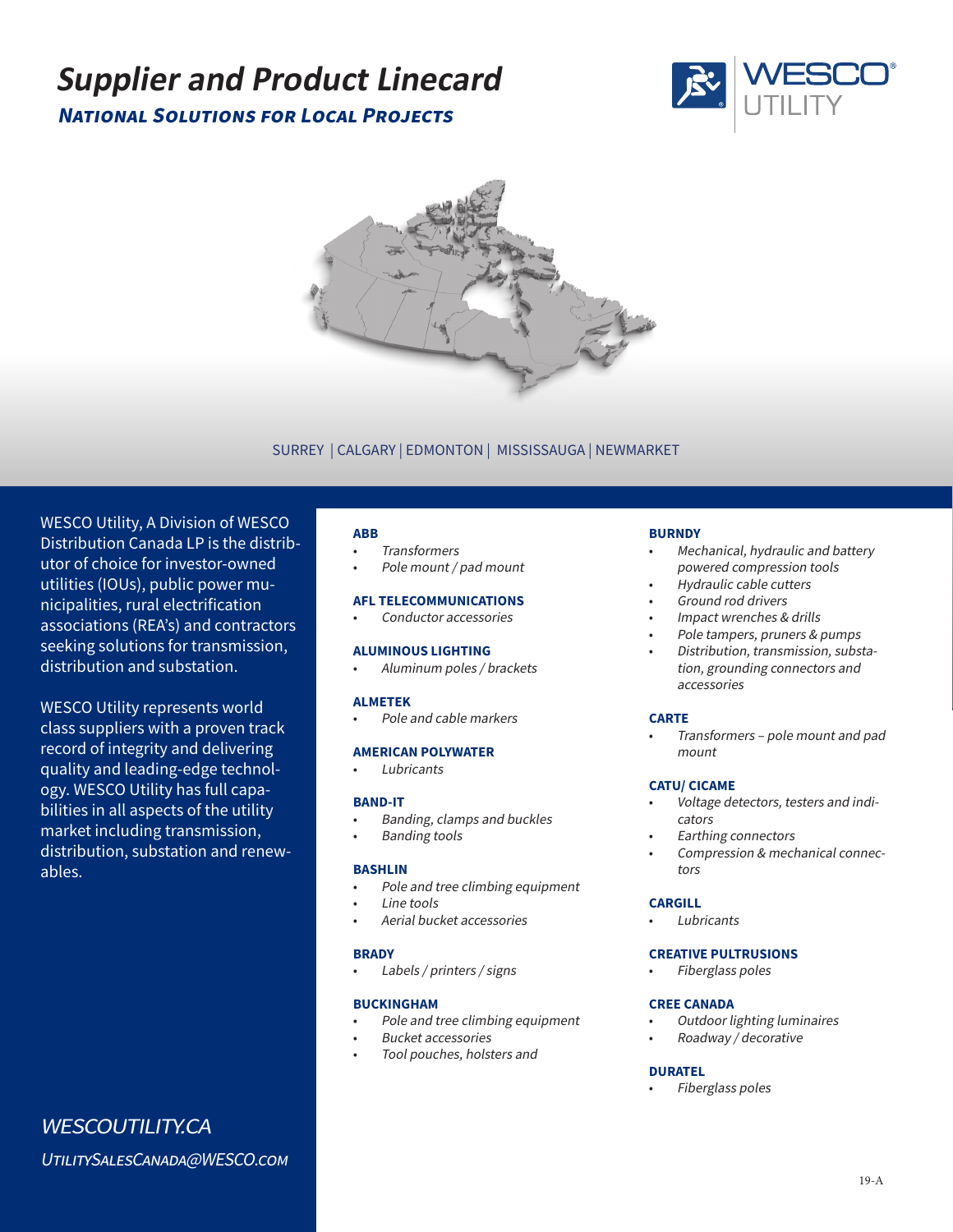# Supplier and Product Linecard

## *National Solutions for Local Projects*

SURREY | CALGARY | EDMONTON | MISSISSAUGA | NEWMARKET

WESCO Utility, A Division of WESCO Distribution Canada LP is the distributor of choice for investor-owned utilities (IOUs), public power municipalities, rural electrification associations (REA's) and contractors seeking solutions for transmission, distribution and substation.

WESCO Utility represents world class suppliers with a proven track record of integrity and delivering quality and leading-edge technology. WESCO Utility has full capabilities in all aspects of the utility market including transmission, distribution, substation and renewables.

*WESCOUTILITY.CA*

*UTILITYSALESCANADA@WESCO.COM*

**ABB**
- *Transformers*
- *Pole mount / pad mount*

**AFL TELECOMMUNICATIONS**
- *Conductor accessories*

**ALUMINOUS LIGHTING**
- *Aluminum poles / brackets*

**ALMETEK**
- *Pole and cable markers*

**AMERICAN POLYWATER**
- *Lubricants*

**BAND-IT**
- *Banding, clamps and buckles*
- *Banding tools*

**BASHLIN**
- *Pole and tree climbing equipment*
- *Line tools*
- *Aerial bucket accessories*

**BRADY**
- *Labels / printers / signs*

**BUCKINGHAM**
- *Pole and tree climbing equipment*
- *Bucket accessories*
- *Tool pouches, holsters and*

**BURNDY**
- *Mechanical, hydraulic and battery powered compression tools*
- *Hydraulic cable cutters*
- *Ground rod drivers*
- *Impact wrenches & drills*
- *Pole tampers, pruners & pumps*
- *Distribution, transmission, substation, grounding connectors and accessories*

**CARTE**
- *Transformers – pole mount and pad mount*

**CATU/ CICAME**
- *Voltage detectors, testers and indicators*
- *Earthing connectors*
- *Compression & mechanical connectors*

**CARGILL**
- *Lubricants*

**CREATIVE PULTRUSIONS**
- *Fiberglass poles*

**CREE CANADA**
- *Outdoor lighting luminaires*
- *Roadway / decorative*

**DURATEL**
- *Fiberglass poles*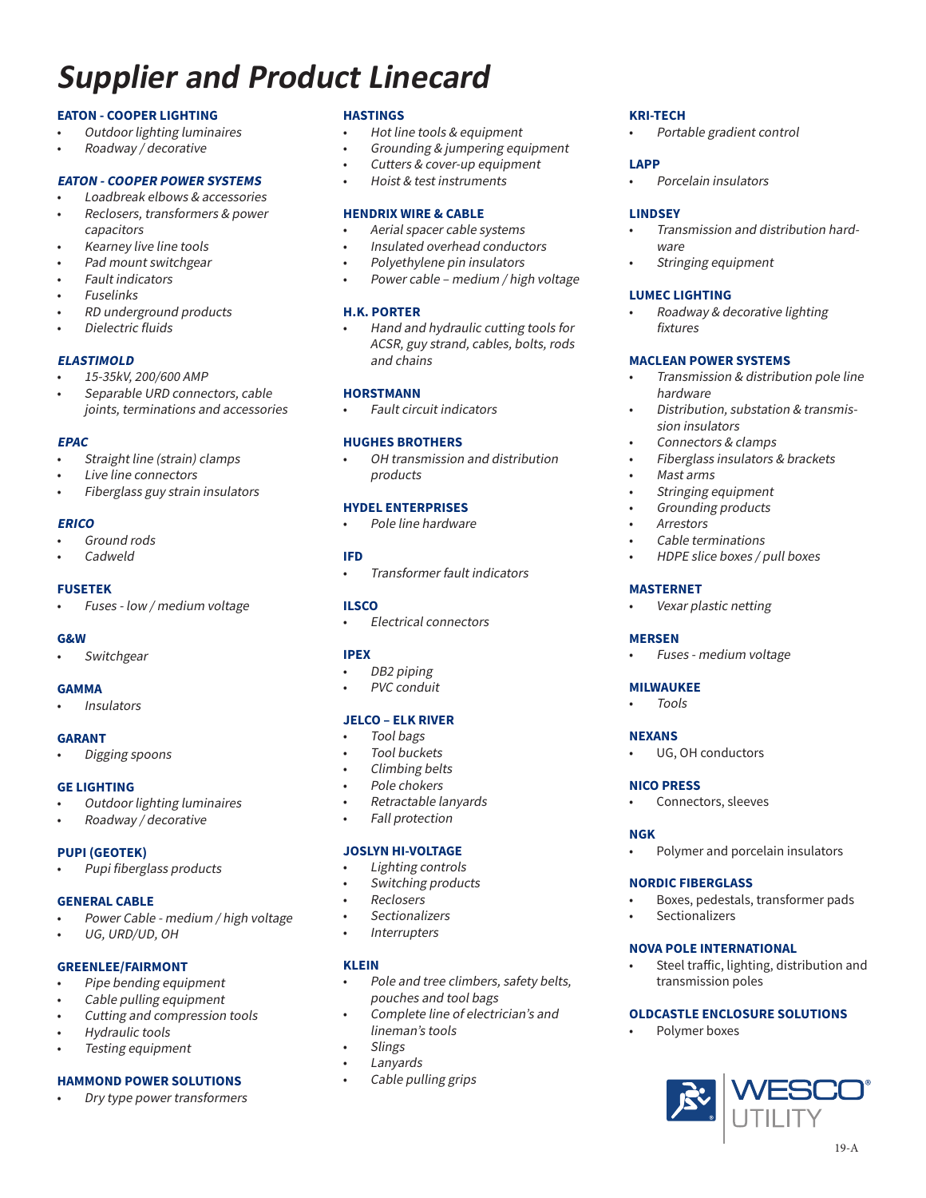// Supplier and Product Linecard

**EATON - COOPER LIGHTING**
- *Outdoor lighting luminaires*
- *Roadway / decorative*

***EATON - COOPER POWER SYSTEMS***
- *Loadbreak elbows & accessories*
- *Reclosers, transformers & power capacitors*
- *Kearney live line tools*
- *Pad mount switchgear*
- *Fault indicators*
- *Fuselinks*
- *RD underground products*
- *Dielectric fluids*

***ELASTIMOLD***
- *15-35kV, 200/600 AMP*
- *Separable URD connectors, cable joints, terminations and accessories*

***EPAC***
- *Straight line (strain) clamps*
- *Live line connectors*
- *Fiberglass guy strain insulators*

***ERICO***
- *Ground rods*
- *Cadweld*

**FUSETEK**
- *Fuses - low / medium voltage*

**G&W**
- *Switchgear*

**GAMMA**
- *Insulators*

**GARANT**
- *Digging spoons*

**GE LIGHTING**
- *Outdoor lighting luminaires*
- *Roadway / decorative*

**PUPI (GEOTEK)**
- *Pupi fiberglass products*

**GENERAL CABLE**
- *Power Cable - medium / high voltage*
- *UG, URD/UD, OH*

**GREENLEE/FAIRMONT**
- *Pipe bending equipment*
- *Cable pulling equipment*
- *Cutting and compression tools*
- *Hydraulic tools*
- *Testing equipment*

**HAMMOND POWER SOLUTIONS**
- *Dry type power transformers*

**HASTINGS**
- *Hot line tools & equipment*
- *Grounding & jumpering equipment*
- *Cutters & cover-up equipment*
- *Hoist & test instruments*

**HENDRIX WIRE & CABLE**
- *Aerial spacer cable systems*
- *Insulated overhead conductors*
- *Polyethylene pin insulators*
- *Power cable – medium / high voltage*

**H.K. PORTER**
- *Hand and hydraulic cutting tools for ACSR, guy strand, cables, bolts, rods and chains*

**HORSTMANN**
- *Fault circuit indicators*

**HUGHES BROTHERS**
- *OH transmission and distribution products*

**HYDEL ENTERPRISES**
- *Pole line hardware*

**IFD**
- *Transformer fault indicators*

**ILSCO**
- *Electrical connectors*

**IPEX**
- *DB2 piping*
- *PVC conduit*

**JELCO – ELK RIVER**
- *Tool bags*
- *Tool buckets*
- *Climbing belts*
- *Pole chokers*
- *Retractable lanyards*
- *Fall protection*

**JOSLYN HI-VOLTAGE**
- *Lighting controls*
- *Switching products*
- *Reclosers*
- *Sectionalizers*
- *Interrupters*

**KLEIN**
- *Pole and tree climbers, safety belts, pouches and tool bags*
- *Complete line of electrician's and lineman's tools*
- *Slings*
- *Lanyards*
- *Cable pulling grips*

**KRI-TECH**
- *Portable gradient control*

**LAPP**
- *Porcelain insulators*

**LINDSEY**
- *Transmission and distribution hardware*
- *Stringing equipment*

**LUMEC LIGHTING**
- *Roadway & decorative lighting fixtures*

**MACLEAN POWER SYSTEMS**
- *Transmission & distribution pole line hardware*
- *Distribution, substation & transmission insulators*
- *Connectors & clamps*
- *Fiberglass insulators & brackets*
- *Mast arms*
- *Stringing equipment*
- *Grounding products*
- *Arrestors*
- *Cable terminations*
- *HDPE slice boxes / pull boxes*

**MASTERNET**
- *Vexar plastic netting*

**MERSEN**
- *Fuses - medium voltage*

**MILWAUKEE**
- *Tools*

**NEXANS**
- UG, OH conductors

**NICO PRESS**
- Connectors, sleeves

**NGK**
- Polymer and porcelain insulators

**NORDIC FIBERGLASS**
- Boxes, pedestals, transformer pads
- Sectionalizers

**NOVA POLE INTERNATIONAL**
- Steel traffic, lighting, distribution and transmission poles

**OLDCASTLE ENCLOSURE SOLUTIONS**
- Polymer boxes

WESCO® UTILITY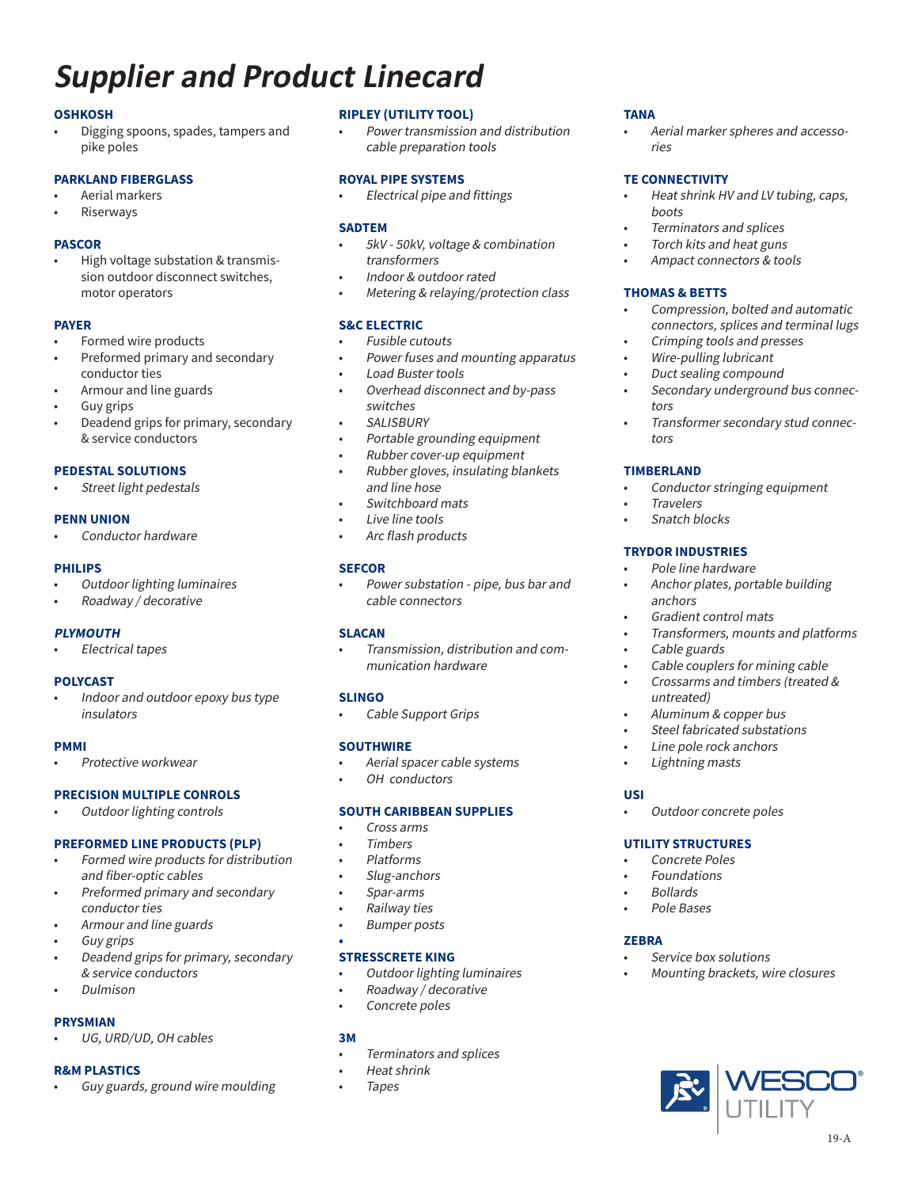# Supplier and Product Linecard

### OSHKOSH
- Digging spoons, spades, tampers and pike poles

### PARKLAND FIBERGLASS
- Aerial markers
- Riserways

### PASCOR
- High voltage substation & transmission outdoor disconnect switches, motor operators

### PAYER
- Formed wire products
- Preformed primary and secondary conductor ties
- Armour and line guards
- Guy grips
- Deadend grips for primary, secondary & service conductors

### PEDESTAL SOLUTIONS
- *Street light pedestals*

### PENN UNION
- *Conductor hardware*

### PHILIPS
- *Outdoor lighting luminaires*
- *Roadway / decorative*

### *PLYMOUTH*
- *Electrical tapes*

### POLYCAST
- *Indoor and outdoor epoxy bus type insulators*

### PMMI
- *Protective workwear*

### PRECISION MULTIPLE CONROLS
- *Outdoor lighting controls*

### PREFORMED LINE PRODUCTS (PLP)
- *Formed wire products for distribution and fiber-optic cables*
- *Preformed primary and secondary conductor ties*
- *Armour and line guards*
- *Guy grips*
- *Deadend grips for primary, secondary & service conductors*
- *Dulmison*

### PRYSMIAN
- *UG, URD/UD, OH cables*

### R&M PLASTICS
- *Guy guards, ground wire moulding*

### RIPLEY (UTILITY TOOL)
- *Power transmission and distribution cable preparation tools*

### ROYAL PIPE SYSTEMS
- *Electrical pipe and fittings*

### SADTEM
- *5kV - 50kV, voltage & combination transformers*
- *Indoor & outdoor rated*
- *Metering & relaying/protection class*

### S&C ELECTRIC
- *Fusible cutouts*
- *Power fuses and mounting apparatus*
- *Load Buster tools*
- *Overhead disconnect and by-pass switches*
- *SALISBURY*
- *Portable grounding equipment*
- *Rubber cover-up equipment*
- *Rubber gloves, insulating blankets and line hose*
- *Switchboard mats*
- *Live line tools*
- *Arc flash products*

### SEFCOR
- *Power substation - pipe, bus bar and cable connectors*

### SLACAN
- *Transmission, distribution and communication hardware*

### SLINGO
- *Cable Support Grips*

### SOUTHWIRE
- *Aerial spacer cable systems*
- *OH conductors*

### SOUTH CARIBBEAN SUPPLIES
- *Cross arms*
- *Timbers*
- *Platforms*
- *Slug-anchors*
- *Spar-arms*
- *Railway ties*
- *Bumper posts*

### STRESSCRETE KING
- *Outdoor lighting luminaires*
- *Roadway / decorative*
- *Concrete poles*

### 3M
- *Terminators and splices*
- *Heat shrink*
- *Tapes*

### TANA
- *Aerial marker spheres and accessories*

### TE CONNECTIVITY
- *Heat shrink HV and LV tubing, caps, boots*
- *Terminators and splices*
- *Torch kits and heat guns*
- *Ampact connectors & tools*

### THOMAS & BETTS
- *Compression, bolted and automatic connectors, splices and terminal lugs*
- *Crimping tools and presses*
- *Wire-pulling lubricant*
- *Duct sealing compound*
- *Secondary underground bus connectors*
- *Transformer secondary stud connectors*

### TIMBERLAND
- *Conductor stringing equipment*
- *Travelers*
- *Snatch blocks*

### TRYDOR INDUSTRIES
- *Pole line hardware*
- *Anchor plates, portable building anchors*
- *Gradient control mats*
- *Transformers, mounts and platforms*
- *Cable guards*
- *Cable couplers for mining cable*
- *Crossarms and timbers (treated & untreated)*
- *Aluminum & copper bus*
- *Steel fabricated substations*
- *Line pole rock anchors*
- *Lightning masts*

### USI
- *Outdoor concrete poles*

### UTILITY STRUCTURES
- *Concrete Poles*
- *Foundations*
- *Bollards*
- *Pole Bases*

### ZEBRA
- *Service box solutions*
- *Mounting brackets, wire closures*

WESCO® UTILITY

19-A